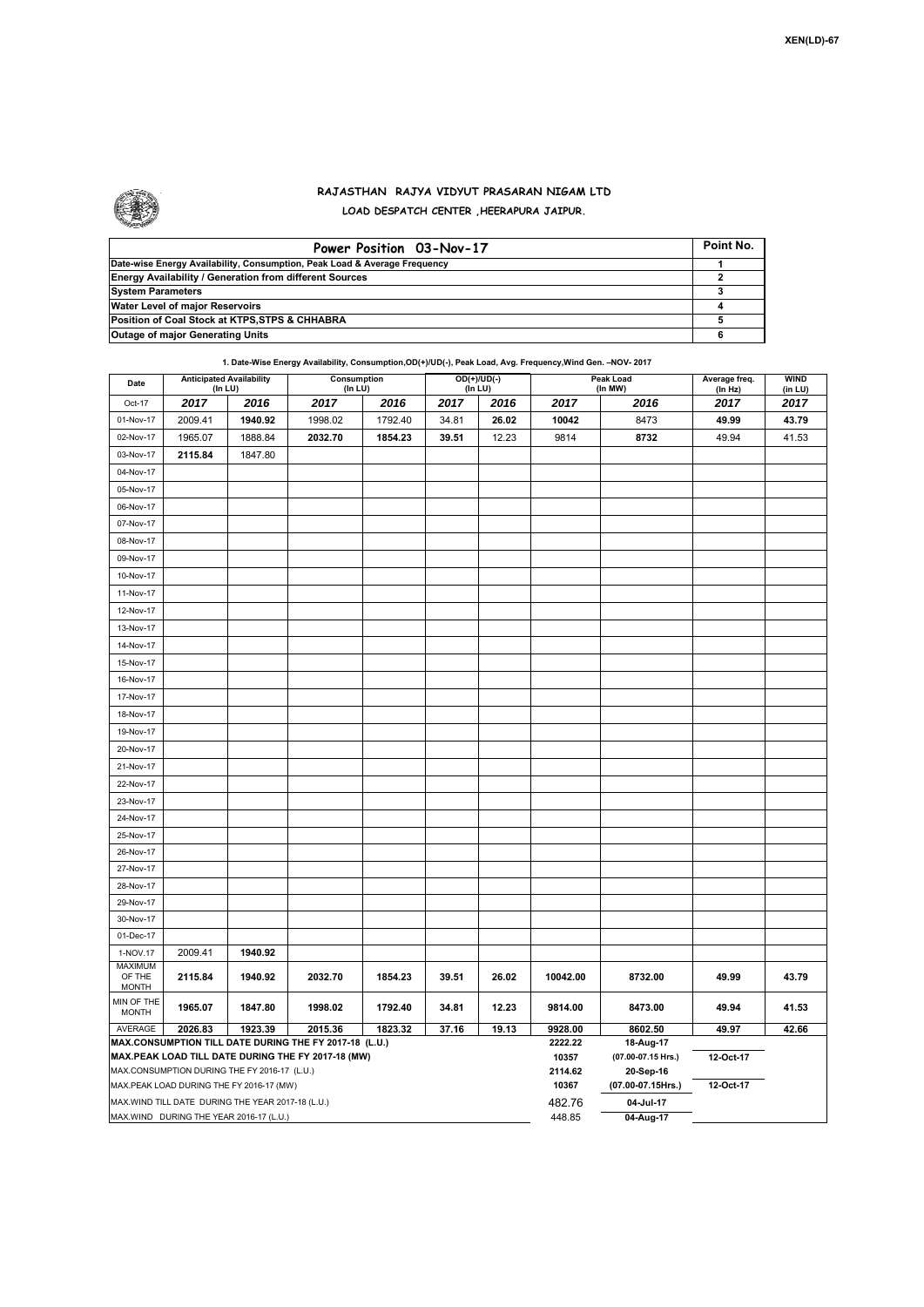XEN(LD)-67

# RAJASTHAN RAJYA VIDYUT PRASARAN NIGAM LTD

## LOAD DESPATCH CENTER ,HEERAPURA JAIPUR.

| Power Position 03-Nov-17 | Point No. |
|---|---|
| Date-wise Energy Availability, Consumption, Peak Load & Average Frequency | 1 |
| Energy Availability / Generation from different Sources | 2 |
| System Parameters | 3 |
| Water Level of major Reservoirs | 4 |
| Position of Coal Stock at KTPS,STPS & CHHABRA | 5 |
| Outage of major Generating Units | 6 |

**1. Date-Wise Energy Availability, Consumption,OD(+)/UD(-), Peak Load, Avg. Frequency,Wind Gen. –NOV- 2017**

| Date | Anticipated Availability (In LU) | | Consumption (In LU) | | OD(+)/UD(-) (In LU) | | Peak Load (In MW) | | Average freq. (In Hz) | WIND (in LU) |
|---|---|---|---|---|---|---|---|---|---|---|
| Oct-17 | 2017 | 2016 | 2017 | 2016 | 2017 | 2016 | 2017 | 2016 | 2017 | 2017 |
| 01-Nov-17 | 2009.41 | 1940.92 | 1998.02 | 1792.40 | 34.81 | 26.02 | 10042 | 8473 | 49.99 | 43.79 |
| 02-Nov-17 | 1965.07 | 1888.84 | 2032.70 | 1854.23 | 39.51 | 12.23 | 9814 | 8732 | 49.94 | 41.53 |
| 03-Nov-17 | 2115.84 | 1847.80 | | | | | | | | |
| 04-Nov-17 | | | | | | | | | | |
| 05-Nov-17 | | | | | | | | | | |
| 06-Nov-17 | | | | | | | | | | |
| 07-Nov-17 | | | | | | | | | | |
| 08-Nov-17 | | | | | | | | | | |
| 09-Nov-17 | | | | | | | | | | |
| 10-Nov-17 | | | | | | | | | | |
| 11-Nov-17 | | | | | | | | | | |
| 12-Nov-17 | | | | | | | | | | |
| 13-Nov-17 | | | | | | | | | | |
| 14-Nov-17 | | | | | | | | | | |
| 15-Nov-17 | | | | | | | | | | |
| 16-Nov-17 | | | | | | | | | | |
| 17-Nov-17 | | | | | | | | | | |
| 18-Nov-17 | | | | | | | | | | |
| 19-Nov-17 | | | | | | | | | | |
| 20-Nov-17 | | | | | | | | | | |
| 21-Nov-17 | | | | | | | | | | |
| 22-Nov-17 | | | | | | | | | | |
| 23-Nov-17 | | | | | | | | | | |
| 24-Nov-17 | | | | | | | | | | |
| 25-Nov-17 | | | | | | | | | | |
| 26-Nov-17 | | | | | | | | | | |
| 27-Nov-17 | | | | | | | | | | |
| 28-Nov-17 | | | | | | | | | | |
| 29-Nov-17 | | | | | | | | | | |
| 30-Nov-17 | | | | | | | | | | |
| 01-Dec-17 | | | | | | | | | | |
| 1-NOV.17 | 2009.41 | 1940.92 | | | | | | | | |
| MAXIMUM OF THE MONTH | 2115.84 | 1940.92 | 2032.70 | 1854.23 | 39.51 | 26.02 | 10042.00 | 8732.00 | 49.99 | 43.79 |
| MIN OF THE MONTH | 1965.07 | 1847.80 | 1998.02 | 1792.40 | 34.81 | 12.23 | 9814.00 | 8473.00 | 49.94 | 41.53 |
| AVERAGE | 2026.83 | 1923.39 | 2015.36 | 1823.32 | 37.16 | 19.13 | 9928.00 | 8602.50 | 49.97 | 42.66 |
| MAX.CONSUMPTION TILL DATE DURING THE FY 2017-18 (L.U.) | | | | | | | 2222.22 | 18-Aug-17 | | |
| MAX.PEAK LOAD TILL DATE DURING THE FY 2017-18 (MW) | | | | | | | 10357 | (07.00-07.15 Hrs.) | 12-Oct-17 | |
| MAX.CONSUMPTION DURING THE FY 2016-17 (L.U.) | | | | | | | 2114.62 | 20-Sep-16 | | |
| MAX.PEAK LOAD DURING THE FY 2016-17 (MW) | | | | | | | 10367 | (07.00-07.15Hrs.) | 12-Oct-17 | |
| MAX.WIND TILL DATE DURING THE YEAR 2017-18 (L.U.) | | | | | | | 482.76 | 04-Jul-17 | | |
| MAX.WIND DURING THE YEAR 2016-17 (L.U.) | | | | | | | 448.85 | 04-Aug-17 | | |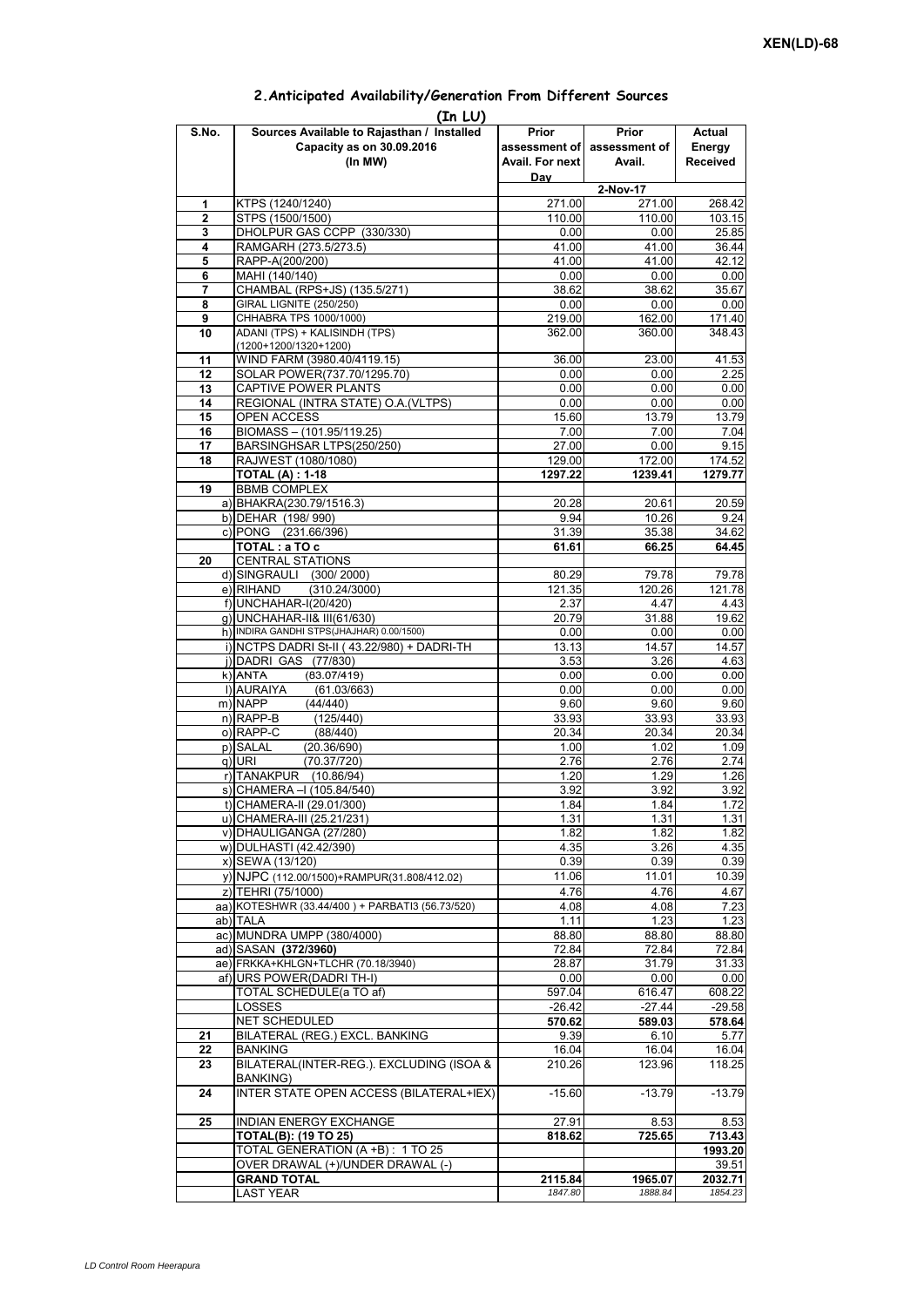XEN(LD)-68

## 2.Anticipated Availability/Generation From Different Sources

(In LU)

| S.No. | Sources Available to Rajasthan / Installed Capacity as on 30.09.2016 (In MW) | Prior assessment of Avail. For next Day | Prior assessment of Avail. | Actual Energy Received |
|---|---|---|---|---|
| | | | 2-Nov-17 | |
| 1 | KTPS (1240/1240) | 271.00 | 271.00 | 268.42 |
| 2 | STPS (1500/1500) | 110.00 | 110.00 | 103.15 |
| 3 | DHOLPUR GAS CCPP (330/330) | 0.00 | 0.00 | 25.85 |
| 4 | RAMGARH (273.5/273.5) | 41.00 | 41.00 | 36.44 |
| 5 | RAPP-A(200/200) | 41.00 | 41.00 | 42.12 |
| 6 | MAHI (140/140) | 0.00 | 0.00 | 0.00 |
| 7 | CHAMBAL (RPS+JS) (135.5/271) | 38.62 | 38.62 | 35.67 |
| 8 | GIRAL LIGNITE (250/250) | 0.00 | 0.00 | 0.00 |
| 9 | CHHABRA TPS 1000/1000) | 219.00 | 162.00 | 171.40 |
| 10 | ADANI (TPS) + KALISINDH (TPS) (1200+1200/1320+1200) | 362.00 | 360.00 | 348.43 |
| 11 | WIND FARM (3980.40/4119.15) | 36.00 | 23.00 | 41.53 |
| 12 | SOLAR POWER(737.70/1295.70) | 0.00 | 0.00 | 2.25 |
| 13 | CAPTIVE POWER PLANTS | 0.00 | 0.00 | 0.00 |
| 14 | REGIONAL (INTRA STATE) O.A.(VLTPS) | 0.00 | 0.00 | 0.00 |
| 15 | OPEN ACCESS | 15.60 | 13.79 | 13.79 |
| 16 | BIOMASS – (101.95/119.25) | 7.00 | 7.00 | 7.04 |
| 17 | BARSINGHSAR LTPS(250/250) | 27.00 | 0.00 | 9.15 |
| 18 | RAJWEST (1080/1080) | 129.00 | 172.00 | 174.52 |
| | **TOTAL (A) : 1-18** | **1297.22** | **1239.41** | **1279.77** |
| 19 | BBMB COMPLEX | | | |
| | a) BHAKRA(230.79/1516.3) | 20.28 | 20.61 | 20.59 |
| | b) DEHAR (198/ 990) | 9.94 | 10.26 | 9.24 |
| | c) PONG (231.66/396) | 31.39 | 35.38 | 34.62 |
| | **TOTAL : a TO c** | **61.61** | **66.25** | **64.45** |
| 20 | CENTRAL STATIONS | | | |
| | d) SINGRAULI (300/ 2000) | 80.29 | 79.78 | 79.78 |
| | e) RIHAND (310.24/3000) | 121.35 | 120.26 | 121.78 |
| | f) UNCHAHAR-I(20/420) | 2.37 | 4.47 | 4.43 |
| | g) UNCHAHAR-II& III(61/630) | 20.79 | 31.88 | 19.62 |
| | h) INDIRA GANDHI STPS(JHAJHAR) 0.00/1500) | 0.00 | 0.00 | 0.00 |
| | i) NCTPS DADRI St-II ( 43.22/980) + DADRI-TH | 13.13 | 14.57 | 14.57 |
| | j) DADRI GAS (77/830) | 3.53 | 3.26 | 4.63 |
| | k) ANTA (83.07/419) | 0.00 | 0.00 | 0.00 |
| | l) AURAIYA (61.03/663) | 0.00 | 0.00 | 0.00 |
| | m) NAPP (44/440) | 9.60 | 9.60 | 9.60 |
| | n) RAPP-B (125/440) | 33.93 | 33.93 | 33.93 |
| | o) RAPP-C (88/440) | 20.34 | 20.34 | 20.34 |
| | p) SALAL (20.36/690) | 1.00 | 1.02 | 1.09 |
| | q) URI (70.37/720) | 2.76 | 2.76 | 2.74 |
| | r) TANAKPUR (10.86/94) | 1.20 | 1.29 | 1.26 |
| | s) CHAMERA –I (105.84/540) | 3.92 | 3.92 | 3.92 |
| | t) CHAMERA-II (29.01/300) | 1.84 | 1.84 | 1.72 |
| | u) CHAMERA-III (25.21/231) | 1.31 | 1.31 | 1.31 |
| | v) DHAULIGANGA (27/280) | 1.82 | 1.82 | 1.82 |
| | w) DULHASTI (42.42/390) | 4.35 | 3.26 | 4.35 |
| | x) SEWA (13/120) | 0.39 | 0.39 | 0.39 |
| | y) NJPC (112.00/1500)+RAMPUR(31.808/412.02) | 11.06 | 11.01 | 10.39 |
| | z) TEHRI (75/1000) | 4.76 | 4.76 | 4.67 |
| | aa) KOTESHWR (33.44/400 ) + PARBATI3 (56.73/520) | 4.08 | 4.08 | 7.23 |
| | ab) TALA | 1.11 | 1.23 | 1.23 |
| | ac) MUNDRA UMPP (380/4000) | 88.80 | 88.80 | 88.80 |
| | ad) SASAN **(372/3960)** | 72.84 | 72.84 | 72.84 |
| | ae) FRKKA+KHLGN+TLCHR (70.18/3940) | 28.87 | 31.79 | 31.33 |
| | af) URS POWER(DADRI TH-I) | 0.00 | 0.00 | 0.00 |
| | TOTAL SCHEDULE(a TO af) | 597.04 | 616.47 | 608.22 |
| | LOSSES | -26.42 | -27.44 | -29.58 |
| | NET SCHEDULED | **570.62** | **589.03** | **578.64** |
| 21 | BILATERAL (REG.) EXCL. BANKING | 9.39 | 6.10 | 5.77 |
| 22 | BANKING | 16.04 | 16.04 | 16.04 |
| 23 | BILATERAL(INTER-REG.). EXCLUDING (ISOA & BANKING) | 210.26 | 123.96 | 118.25 |
| 24 | INTER STATE OPEN ACCESS (BILATERAL+IEX) | -15.60 | -13.79 | -13.79 |
| 25 | INDIAN ENERGY EXCHANGE | 27.91 | 8.53 | 8.53 |
| | **TOTAL(B): (19 TO 25)** | **818.62** | **725.65** | **713.43** |
| | TOTAL GENERATION (A +B) : 1 TO 25 | | | **1993.20** |
| | OVER DRAWAL (+)/UNDER DRAWAL (-) | | | 39.51 |
| | **GRAND TOTAL** | **2115.84** | **1965.07** | **2032.71** |
| | LAST YEAR | *1847.80* | *1888.84* | *1854.23* |

LD Control Room Heerapura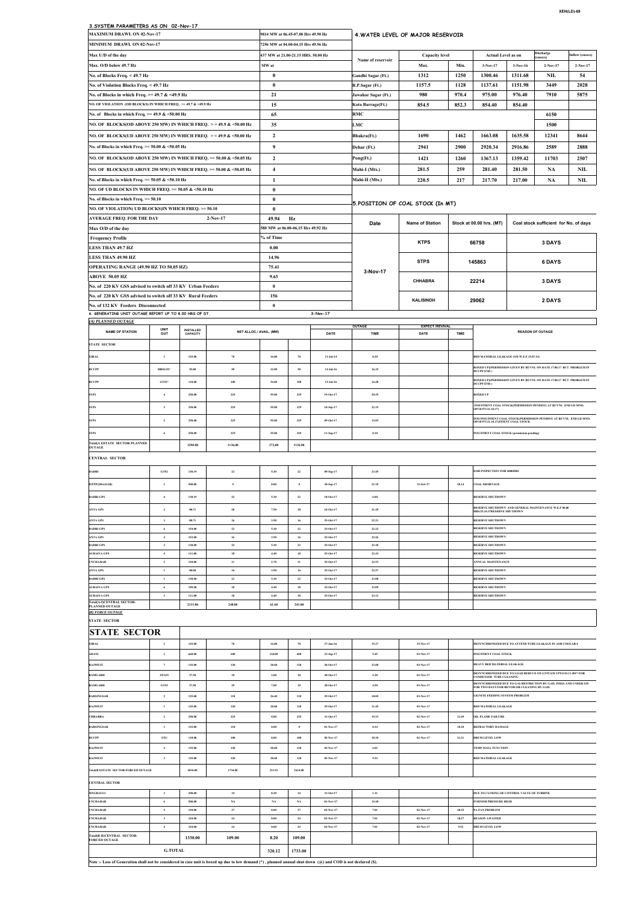XEN(LD)-69

## 3. SYSTEM PARAMETERS AS ON 02-Nov-17

| | | |
|---|---|---|
| MAXIMUM DRAWL ON 02-Nov-17 | | 9814 MW at 06.45-07.00 Hrs 49.90 Hz |
| MINIMUM DRAWL ON 02-Nov-17 | | 7296 MW at 04.00-04.15 Hrs 49.96 Hz |
| Max U/D of the day | | 437 MW at 21.00-21.15 HRS. 50.00 Hz |
| Max. O/D below 49.7 Hz | | MW at |
| No. of Blocks Freq. < 49.7 Hz | | 0 |
| No. of Violation Blocks Freq. < 49.7 Hz | | 0 |
| No. of Blocks in which Freq. >= 49.7 & <49.9 Hz | | 21 |
| NO. OF VIOLATION (OD BLOCKS) IN WHICH FREQ. >= 49.7 & <49.9 Hz | | 15 |
| No. of Blocks in which Freq. >= 49.9 & <50.00 Hz | | 65 |
| NO. OF BLOCKS(OD ABOVE 250 MW) IN WHICH FREQ. > = 49.9 & <50.00 Hz | | 35 |
| NO. OF BLOCKS(UD ABOVE 250 MW) IN WHICH FREQ. > = 49.9 & <50.00 Hz | | 2 |
| No. of Blocks in which Freq. >= 50.00 & <50.05 Hz | | 9 |
| NO. OF BLOCKS(OD ABOVE 250 MW) IN WHICH FREQ. >= 50.00 & <50.05 Hz | | 2 |
| NO. OF BLOCKS(UD ABOVE 250 MW) IN WHICH FREQ. >= 50.00 & <50.05 Hz | | 4 |
| No. of Blocks in which Freq. >= 50.05 & <50.10 Hz | | 1 |
| NO. OF UD BLOCKS IN WHICH FREQ. >= 50.05 & <50.10 Hz | | 0 |
| No. of Blocks in which Freq. >= 50.10 | | 0 |
| NO. OF VIOLATION( UD BLOCKS)IN WHICH FREQ. >= 50.10 | | 0 |
| AVERAGE FREQ. FOR THE DAY | 2-Nov-17 | 49.94 Hz |
| Max O/D of the day | | 580 MW at 06.00-06.15 Hrs 49.92 Hz |
| Frequency Profile | | % of Time |
| LESS THAN 49.7 HZ | | 0.00 |
| LESS THAN 49.90 HZ | | 14.96 |
| OPERATING RANGE (49.90 HZ TO 50.05 HZ) | | 75.41 |
| ABOVE 50.05 HZ | | 9.63 |
| No. of 220 KV GSS advised to switch off 33 KV Urban Feeders | | 0 |
| No. of 220 KV GSS advised to switch off 33 KV Rural Feeders | | 156 |
| No. of 132 KV Feeders Disconnected | | 0 |

## 4. WATER LEVEL OF MAJOR RESERVOIR

| Name of reservoir | Capacity level | | Actual Level as on | | Discharge (cusecs) | Inflow (cusecs) |
|---|---|---|---|---|---|---|
| | Max. | Min. | 3-Nov-17 | 3-Nov-16 | 2-Nov-17 | 2-Nov-17 |
| Gandhi Sagar (Ft.) | 1312 | 1250 | 1300.46 | 1311.68 | NIL | 54 |
| R.P.Sagar (Ft.) | 1157.5 | 1128 | 1137.61 | 1151.98 | 3449 | 2028 |
| Jawahar Sagar (Ft.) | 980 | 970.4 | 975.00 | 976.40 | 7910 | 5875 |
| Kota Barrage(Ft.) | 854.5 | 852.3 | 854.40 | 854.40 | | |
| RMC | | | | | 6150 | |
| LMC | | | | | 1500 | |
| Bhakra(Ft.) | 1690 | 1462 | 1663.08 | 1635.58 | 12341 | 8644 |
| Dehar (Ft.) | 2941 | 2900 | 2920.34 | 2916.86 | 2589 | 2888 |
| Pong(Ft.) | 1421 | 1260 | 1367.13 | 1359.42 | 11703 | 2507 |
| Mahi-I (Mts.) | 281.5 | 259 | 281.40 | 281.50 | NA | NIL |
| Mahi-II (Mts.) | 220.5 | 217 | 217.70 | 217.00 | NA | NIL |

## 5. POSITION OF COAL STOCK (In MT)

| Date | Name of Station | Stock at 00.00 hrs. (MT) | Coal stock sufficient for No. of days |
|---|---|---|---|
| 3-Nov-17 | KTPS | 66758 | 3 DAYS |
| | STPS | 145863 | 6 DAYS |
| | CHHABRA | 22214 | 3 DAYS |
| | KALISINDH | 29062 | 2 DAYS |

## 6. GENERATING UNIT OUTAGE REPORT UP TO 8.00 HRS OF DT. 3-Nov-17

### (A) PLANNED OUTAGE

| NAME OF STATION | UNIT OUT | INSTALLED CAPACITY | NET ALLOC./ AVAIL. (MW) | | | | OUTAGE DATE | OUTAGE TIME | EXPECT./REVIVAL DATE | EXPECT./REVIVAL TIME | REASON OF OUTAGE |
|---|---|---|---|---|---|---|---|---|---|---|---|
| **STATE SECTOR** | | | | | | | | | | | |
| GIRAL | 1 | 125.00 | 70 | 16.80 | 70 | | 13-Jul-14 | 8.20 | | | BED MATERIAL LEAKAGE (S/D W.E.F.15.07.14) |
| DCCPP | HRSG#1* | 55.00 | 50 | 12.00 | 50 | | 13-Jul-16 | 16.35 | | | BOXED UP(PERMISSION GIVEN BY RUVNL ON DATE 17.08.17 BUT PROBLEM IN DCCPP END ) |
| DCCPP | GT#2* | 110.00 | 100 | 24.00 | 100 | | 13-Jul-16 | 16.48 | | | BOXED UP(PERMISSION GIVEN BY RUVNL ON DATE 17.08.17 BUT PROBLEM IN DCCPP END ) |
| STPS | 4 | 250.00 | 229 | 55.00 | 229 | | 19-Oct-17 | 20.35 | | | BOXED UP |
| STPS | 5 | 250.00 | 229 | 55.00 | 229 | | 10-Sep-17 | 22.15 | | | INSUFFIENT COAL STOCK(PERMISSION PENDING AT RUVNL END LD MNO. 5P/18/971/21.10.17) |
| STPS | 2 | 250.00 | 229 | 55.00 | 229 | | 09-Oct-17 | 13.03 | | | INSUFFIENT COAL STOCK(PERMISSION PENDING AT RUVNL END LD MNO. 5P/18/971/21.10.17)FFIENT COAL STOCK |
| STPS | 6 | 250.00 | 229 | 55.00 | 229 | | 11-Sep-17 | 0.10 | | | INSUFFIENT COAL STOCK (permission pending) |
| Total(A I)STATE SECTOR-PLANNED OUTAGE | | 1290.00 | 1136.00 | 272.80 | 1136.00 | | | | | | |
| **CENTRAL SECTOR** | | | | | | | | | | | |
| DADRI | GT#2 | 130.19 | 22 | 5.30 | 22 | | 09-Sep-17 | 23.45 | | | EOH INSPECTION FOR 4000HRS |
| ISTPP(JHAJJAR) | 2 | 500.00 | 5 | 0.00 | 0 | | 30-Sep-17 | 21.10 | 31-Oct-17 | 20.14 | COAL SHORTAGE |
| DADRI GPS | 4 | 130.19 | 22 | 5.30 | 22 | | 18-Oct-17 | 6.08 | | | RESERVE SHUTDOWN |
| ANTA GPS | 2 | 88.71 | 20 | 7.50 | 20 | | 24-Oct-17 | 21.49 | | | RESERVE SHUTDOWN AND GENERAL MAINTENANCE W.E.F 00.00 HRS 29-10-17RESERVE SHUTDOWN |
| ANTA GPS | 3 | 88.71 | 16 | 3.90 | 16 | | 25-Oct-17 | 22.21 | | | RESERVE SHUTDOWN |
| DADRI GPS | 6 | 154.00 | 22 | 5.30 | 22 | | 25-Oct-17 | 22.22 | | | RESERVE SHUTDOWN |
| ANTA GPS | 4 | 153.00 | 16 | 3.90 | 16 | | 25-Oct-17 | 22.26 | | | RESERVE SHUTDOWN |
| DADRI GPS | 3 | 130.00 | 22 | 5.30 | 22 | | 25-Oct-17 | 22.30 | | | RESERVE SHUTDOWN |
| AURAIYA GPS | 4 | 111.00 | 18 | 4.40 | 18 | | 25-Oct-17 | 22.43 | | | RESERVE SHUTDOWN |
| UNCHAHAR | 1 | 210.00 | 11 | 2.70 | 11 | | 25-Oct-17 | 22.53 | | | ANNUAL MAINTENANCE |
| ANTA GPS | 1 | 88.00 | 16 | 3.90 | 16 | | 25-Oct-17 | 22.57 | | | RESERVE SHUTDOWN |
| DADRI GPS | 1 | 130.00 | 22 | 5.30 | 22 | | 25-Oct-17 | 23.08 | | | RESERVE SHUTDOWN |
| AURAIYA GPS | 6 | 109.00 | 18 | 4.40 | 18 | | 25-Oct-17 | 23.09 | | | RESERVE SHUTDOWN |
| AURAIYA GPS | 3 | 111.00 | 18 | 4.40 | 18 | | 25-Oct-17 | 23.12 | | | RESERVE SHUTDOWN |
| Total(A-II)CENTRAL SECTOR-PLANNED OUTAGE | | 2133.80 | 248.00 | 61.60 | 243.00 | | | | | | |

### (B) FORCE OUTAGE

| NAME OF STATION | UNIT OUT | INSTALLED CAPACITY | NET ALLOC./ AVAIL. (MW) | | | | OUTAGE DATE | OUTAGE TIME | EXPECT./REVIVAL DATE | EXPECT./REVIVAL TIME | REASON OF OUTAGE |
|---|---|---|---|---|---|---|---|---|---|---|---|
| **STATE SECTOR** | | | | | | | | | | | |
| GIRAL | 2 | 125.00 | 70 | 16.80 | 70 | | 27-Jan-16 | 15.27 | 15-Nov-17 | | DESYNCHRONIZED DUE TO ATTEND TUBE LEAKAGE IN ASH COOLAR-I |
| ADANI | 1 | 660.00 | 600 | 144.00 | 600 | | 23-Sep-17 | 5.45 | 03-Nov-17 | | INSUFFIENT COAL STOCK |
| RAJWEST | 7 | 135.00 | 120 | 28.68 | 120 | | 20-Oct-17 | 23.08 | 03-Nov-17 | | HEAVY BED MATERIAL LEAKAGE |
| RAMGARH | STG#1 | 37.50 | 10 | 3.00 | 10 | | 28-Oct-17 | 6.30 | 03-Nov-17 | | DESYNCHRONIZED DUE TO LOAD REDUCE ON GT#2 S/D UPTO 03.11.2017 FOR CONDENSER TUBE CLEANING |
| RAMGARH | GT#2 | 37.50 | 29 | 7.00 | 29 | | 28-Oct-17 | 6.50 | 03-Nov-17 | | DESYNCHRONIZED DUE TO GAS RESTRICTION BY GAIL INDIA AND UNDER S/D FOR TWO DAYS FOR REVOILOR CLEANING BY GAIL |
| BARSINGSAR | 2 | 125.00 | 110 | 26.40 | 110 | | 29-Oct-17 | 10.05 | 03-Nov-17 | | LIGNITE FEEDING SYSTEM PROBLEM |
| RAJWEST | 1 | 135.00 | 120 | 28.68 | 120 | | 29-Oct-17 | 11.45 | 03-Nov-17 | | BED MATERIAL LEAKAGE |
| CHHABRA | 2 | 250.00 | 225 | 0.00 | 225 | | 31-Oct-17 | 19.33 | 02-Nov-17 | 21.49 | OIL FLAME FAILURE |
| BARSINGSAR | 1 | 125.00 | 110 | 0.00 | 0 | | 01-Nov-17 | 0.34 | 02-Nov-17 | 18.18 | REFRACTORY DAMAGE |
| DCCPP | STG | 110.00 | 100 | 0.00 | 100 | | 02-Nov-17 | 18.18 | 02-Nov-17 | 21.21 | DRUM LEVEL LOW |
| RAJWEST | 4 | 135.00 | 120 | 28.68 | 120 | | 03-Nov-17 | 6.02 | | | TEMP MALL FUNCTION |
| RAJWEST | 3 | 135.00 | 120 | 28.68 | 120 | | 03-Nov-17 | 5.53 | | | BED MATERIAL LEAKAGE |
| Total(B I)STATE SECTOR-FORCED OUTAGE | | 2010.00 | 1734.00 | 311.92 | 1624.00 | | | | | | |
| **CENTRAL SECTOR** | | | | | | | | | | | |
| SINGRAULI | 3 | 200.00 | 34 | 8.20 | 34 | | 31-Oct-17 | 1.31 | | | DUE TO CLOSING OF CONTROL VALVE OF TURBINE |
| UNCHAHAR | 6 | 500.00 | NA | NA | NA | | 01-Nov-17 | 19.08 | | | FURNISH PRESSURE HIGH |
| UNCHAHAR | 5 | 210.00 | 27 | 0.00 | 27 | | 02-Nov-17 | 7.01 | 02-Nov-17 | 20.35 | PA FAN PROBLEM |
| UNCHAHAR | 3 | 210.00 | 24 | 0.00 | 24 | | 02-Nov-17 | 7.01 | 02-Nov-17 | 18.27 | REASON AWAITED |
| UNCHAHAR | 4 | 210.00 | 24 | 0.00 | 24 | | 02-Nov-17 | 7.01 | 02-Nov-17 | 9.52 | DRUM LEVEL LOW |
| Total(B II)CENTRAL SECTOR-FORCED OUTAGE | | 1330.00 | 109.00 | 8.20 | 109.00 | | | | | | |
| G.TOTAL | | | | 320.12 | 1733.00 | | | | | | |

Note :- Loss of Generation shall not be considered in case unit is boxed up due to low demand (*) , planned annual shut down (@) and COD is not declared ($).